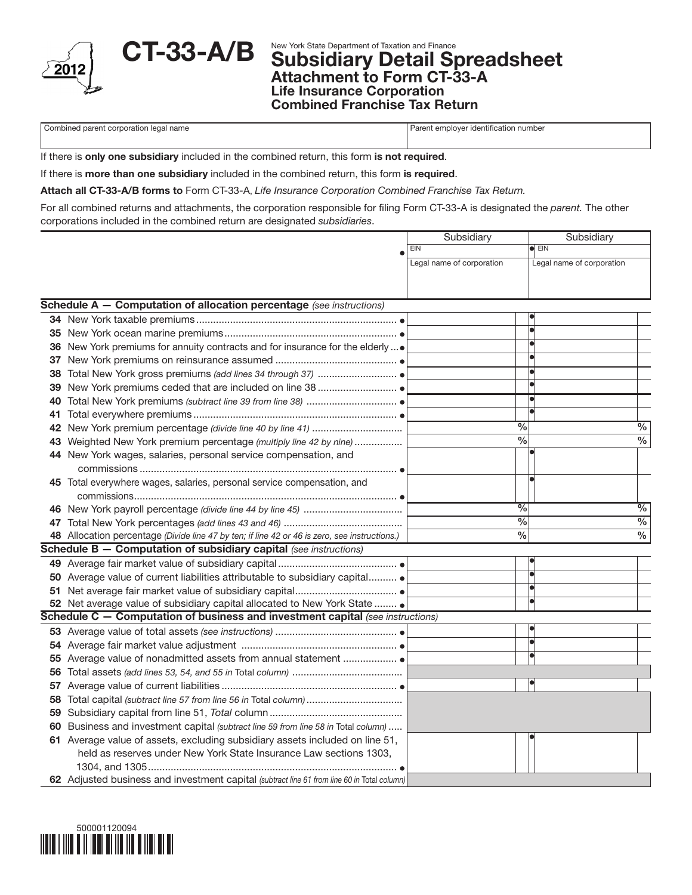# CT-33-A/B

2012

New York State Department of Taxation and Finance

## Subsidiary Detail Spreadsheet
### Attachment to Form CT-33-A
### Life Insurance Corporation Combined Franchise Tax Return

| Combined parent corporation legal name | Parent employer identification number |
|---|---|
| | |

If there is **only one subsidiary** included in the combined return, this form **is not required**.

If there is **more than one subsidiary** included in the combined return, this form **is required**.

**Attach all CT-33-A/B forms to** Form CT-33-A, *Life Insurance Corporation Combined Franchise Tax Return.*

For all combined returns and attachments, the corporation responsible for filing Form CT-33-A is designated the *parent*. The other corporations included in the combined return are designated *subsidiaries*.

| | Subsidiary | Subsidiary |
|---|---|---|
| | EIN | EIN |
| | Legal name of corporation | Legal name of corporation |
| **Schedule A — Computation of allocation percentage** *(see instructions)* | | |
| 34 New York taxable premiums | | |
| 35 New York ocean marine premiums | | |
| 36 New York premiums for annuity contracts and for insurance for the elderly | | |
| 37 New York premiums on reinsurance assumed | | |
| 38 Total New York gross premiums *(add lines 34 through 37)* | | |
| 39 New York premiums ceded that are included on line 38 | | |
| 40 Total New York premiums *(subtract line 39 from line 38)* | | |
| 41 Total everywhere premiums | | |
| 42 New York premium percentage *(divide line 40 by line 41)* | % | % |
| 43 Weighted New York premium percentage *(multiply line 42 by nine)* | % | % |
| 44 New York wages, salaries, personal service compensation, and commissions | | |
| 45 Total everywhere wages, salaries, personal service compensation, and commissions | | |
| 46 New York payroll percentage *(divide line 44 by line 45)* | % | % |
| 47 Total New York percentages *(add lines 43 and 46)* | % | % |
| 48 Allocation percentage *(Divide line 47 by ten; if line 42 or 46 is zero, see instructions.)* | % | % |
| **Schedule B — Computation of subsidiary capital** *(see instructions)* | | |
| 49 Average fair market value of subsidiary capital | | |
| 50 Average value of current liabilities attributable to subsidiary capital | | |
| 51 Net average fair market value of subsidiary capital | | |
| 52 Net average value of subsidiary capital allocated to New York State | | |
| **Schedule C — Computation of business and investment capital** *(see instructions)* | | |
| 53 Average value of total assets *(see instructions)* | | |
| 54 Average fair market value adjustment | | |
| 55 Average value of nonadmitted assets from annual statement | | |
| 56 Total assets *(add lines 53, 54, and 55 in* Total *column)* | | |
| 57 Average value of current liabilities | | |
| 58 Total capital *(subtract line 57 from line 56 in* Total *column)* | | |
| 59 Subsidiary capital from line 51, *Total* column | | |
| 60 Business and investment capital *(subtract line 59 from line 58 in* Total *column)* | | |
| 61 Average value of assets, excluding subsidiary assets included on line 51, held as reserves under New York State Insurance Law sections 1303, 1304, and 1305 | | |
| 62 Adjusted business and investment capital *(subtract line 61 from line 60 in* Total *column)* | | |

500001120094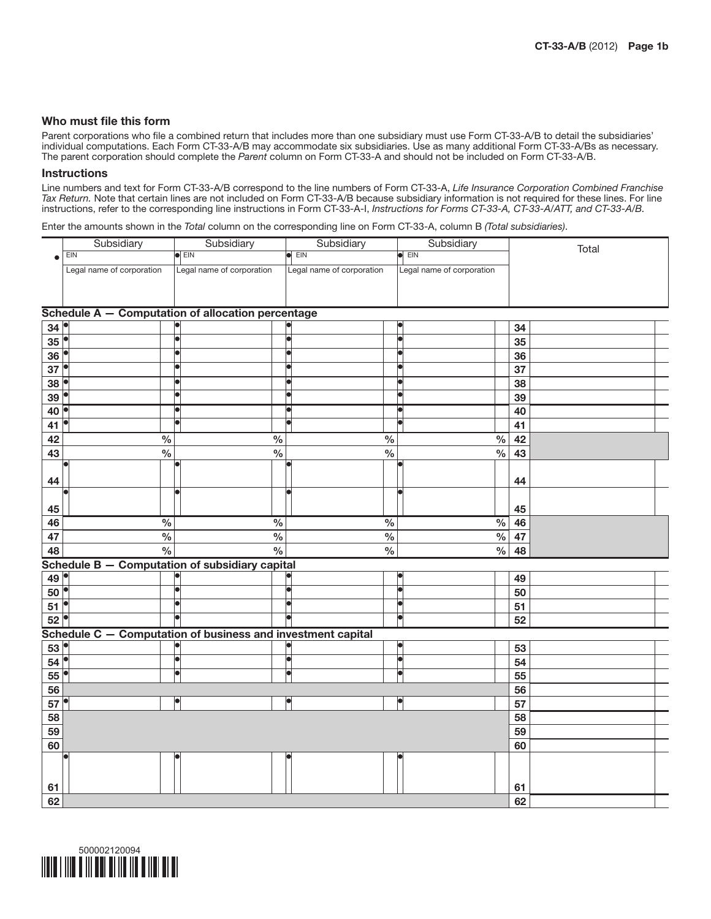## Who must file this form

Parent corporations who file a combined return that includes more than one subsidiary must use Form CT-33-A/B to detail the subsidiaries' individual computations. Each Form CT-33-A/B may accommodate six subsidiaries. Use as many additional Form CT-33-A/Bs as necessary. The parent corporation should complete the *Parent* column on Form CT-33-A and should not be included on Form CT-33-A/B.

## Instructions

Line numbers and text for Form CT-33-A/B correspond to the line numbers of Form CT-33-A, *Life Insurance Corporation Combined Franchise Tax Return.* Note that certain lines are not included on Form CT-33-A/B because subsidiary information is not required for these lines. For line instructions, refer to the corresponding line instructions in Form CT-33-A-I, *Instructions for Forms CT-33-A, CT-33-A/ATT, and CT-33-A/B.*

Enter the amounts shown in the *Total* column on the corresponding line on Form CT-33-A, column B *(Total subsidiaries)*.

| | Subsidiary | Subsidiary | Subsidiary | Subsidiary | | Total |
|---|---|---|---|---|---|---|
| | EIN | EIN | EIN | EIN | | |
| | Legal name of corporation | Legal name of corporation | Legal name of corporation | Legal name of corporation | | |
| **Schedule A — Computation of allocation percentage** | | | | | | |
| 34 | | | | | 34 | |
| 35 | | | | | 35 | |
| 36 | | | | | 36 | |
| 37 | | | | | 37 | |
| 38 | | | | | 38 | |
| 39 | | | | | 39 | |
| 40 | | | | | 40 | |
| 41 | | | | | 41 | |
| 42 | % | % | % | % | 42 | |
| 43 | % | % | % | % | 43 | |
| 44 | | | | | 44 | |
| 45 | | | | | 45 | |
| 46 | % | % | % | % | 46 | |
| 47 | % | % | % | % | 47 | |
| 48 | % | % | % | % | 48 | |
| **Schedule B — Computation of subsidiary capital** | | | | | | |
| 49 | | | | | 49 | |
| 50 | | | | | 50 | |
| 51 | | | | | 51 | |
| 52 | | | | | 52 | |
| **Schedule C — Computation of business and investment capital** | | | | | | |
| 53 | | | | | 53 | |
| 54 | | | | | 54 | |
| 55 | | | | | 55 | |
| 56 | | | | | 56 | |
| 57 | | | | | 57 | |
| 58 | | | | | 58 | |
| 59 | | | | | 59 | |
| 60 | | | | | 60 | |
| 61 | | | | | 61 | |
| 62 | | | | | 62 | |

500002120094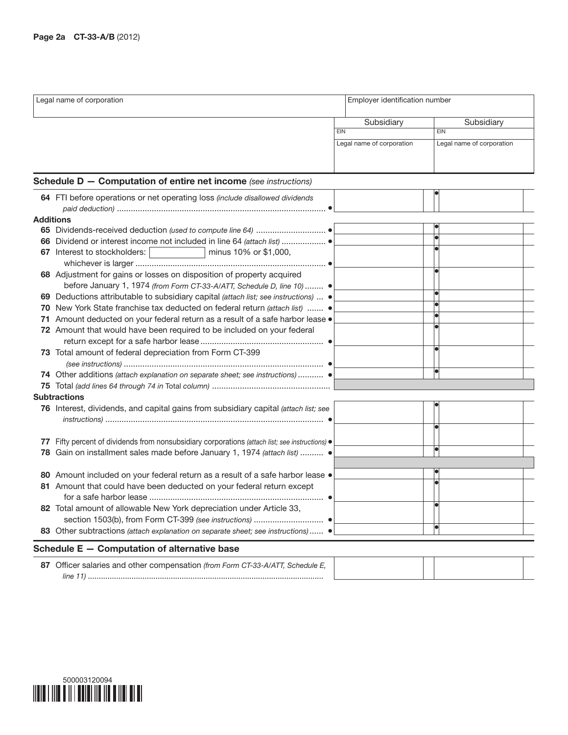Page 2a CT-33-A/B (2012)

| Legal name of corporation | Employer identification number |
|---|---|
| | |

| | Subsidiary | Subsidiary |
|---|---|---|
| | EIN | EIN |
| | Legal name of corporation | Legal name of corporation |

## Schedule D — Computation of entire net income *(see instructions)*

| Line | Description | Subsidiary | Subsidiary |
|---|---|---|---|
| 64 | FTI before operations or net operating loss *(include disallowed dividends paid deduction)* ● | | ● |
| | **Additions** | | |
| 65 | Dividends-received deduction *(used to compute line 64)* ● | | ● |
| 66 | Dividend or interest income not included in line 64 *(attach list)* ● | | ● |
| 67 | Interest to stockholders: ________ minus 10% or $1,000, whichever is larger ● | | ● |
| 68 | Adjustment for gains or losses on disposition of property acquired before January 1, 1974 *(from Form CT-33-A/ATT, Schedule D, line 10)* ● | | ● |
| 69 | Deductions attributable to subsidiary capital *(attach list; see instructions)* ● | | ● |
| 70 | New York State franchise tax deducted on federal return *(attach list)* ● | | ● |
| 71 | Amount deducted on your federal return as a result of a safe harbor lease ● | | ● |
| 72 | Amount that would have been required to be included on your federal return except for a safe harbor lease ● | | ● |
| 73 | Total amount of federal depreciation from Form CT-399 *(see instructions)* ● | | ● |
| 74 | Other additions *(attach explanation on separate sheet; see instructions)* ● | | ● |
| 75 | Total *(add lines 64 through 74 in* Total column*)* | | |
| | **Subtractions** | | |
| 76 | Interest, dividends, and capital gains from subsidiary capital *(attach list; see instructions)* ● | | ● |
| 77 | Fifty percent of dividends from nonsubsidiary corporations *(attach list; see instructions)* ● | | ● |
| 78 | Gain on installment sales made before January 1, 1974 *(attach list)* ● | | ● |
| 80 | Amount included on your federal return as a result of a safe harbor lease ● | | ● |
| 81 | Amount that could have been deducted on your federal return except for a safe harbor lease ● | | ● |
| 82 | Total amount of allowable New York depreciation under Article 33, section 1503(b), from Form CT-399 *(see instructions)* ● | | ● |
| 83 | Other subtractions *(attach explanation on separate sheet; see instructions)* ● | | ● |

## Schedule E — Computation of alternative base

| Line | Description | Subsidiary | Subsidiary |
|---|---|---|---|
| 87 | Officer salaries and other compensation *(from Form CT-33-A/ATT, Schedule E, line 11)* | | |

500003120094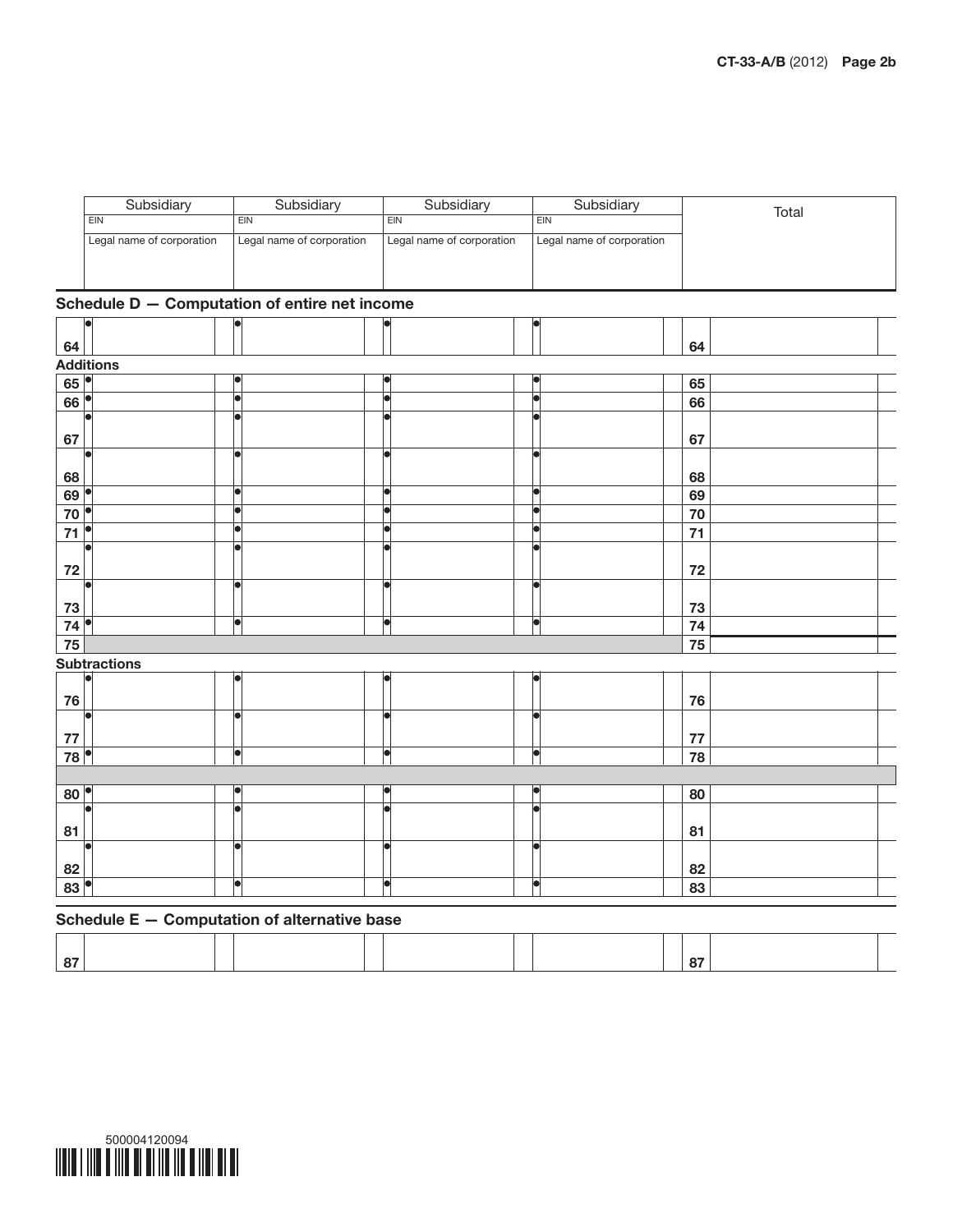| | Subsidiary | Subsidiary | Subsidiary | Subsidiary | | Total |
|---|---|---|---|---|---|---|
| | EIN | EIN | EIN | EIN | | |
| | Legal name of corporation | Legal name of corporation | Legal name of corporation | Legal name of corporation | | |

## Schedule D — Computation of entire net income

| | | | | | | |
|---|---|---|---|---|---|---|
| 64 | ● | ● | ● | ● | 64 | |
| **Additions** | | | | | | |
| 65 | ● | ● | ● | ● | 65 | |
| 66 | ● | ● | ● | ● | 66 | |
| 67 | ● | ● | ● | ● | 67 | |
| 68 | ● | ● | ● | ● | 68 | |
| 69 | ● | ● | ● | ● | 69 | |
| 70 | ● | ● | ● | ● | 70 | |
| 71 | ● | ● | ● | ● | 71 | |
| 72 | ● | ● | ● | ● | 72 | |
| 73 | ● | ● | ● | ● | 73 | |
| 74 | ● | ● | ● | ● | 74 | |
| 75 | | | | | 75 | |
| **Subtractions** | | | | | | |
| 76 | ● | ● | ● | ● | 76 | |
| 77 | ● | ● | ● | ● | 77 | |
| 78 | ● | ● | ● | ● | 78 | |
| | | | | | | |
| 80 | ● | ● | ● | ● | 80 | |
| 81 | ● | ● | ● | ● | 81 | |
| 82 | ● | ● | ● | ● | 82 | |
| 83 | ● | ● | ● | ● | 83 | |

## Schedule E — Computation of alternative base

| | | | | | | |
|---|---|---|---|---|---|---|
| 87 | | | | | 87 | |

500004120094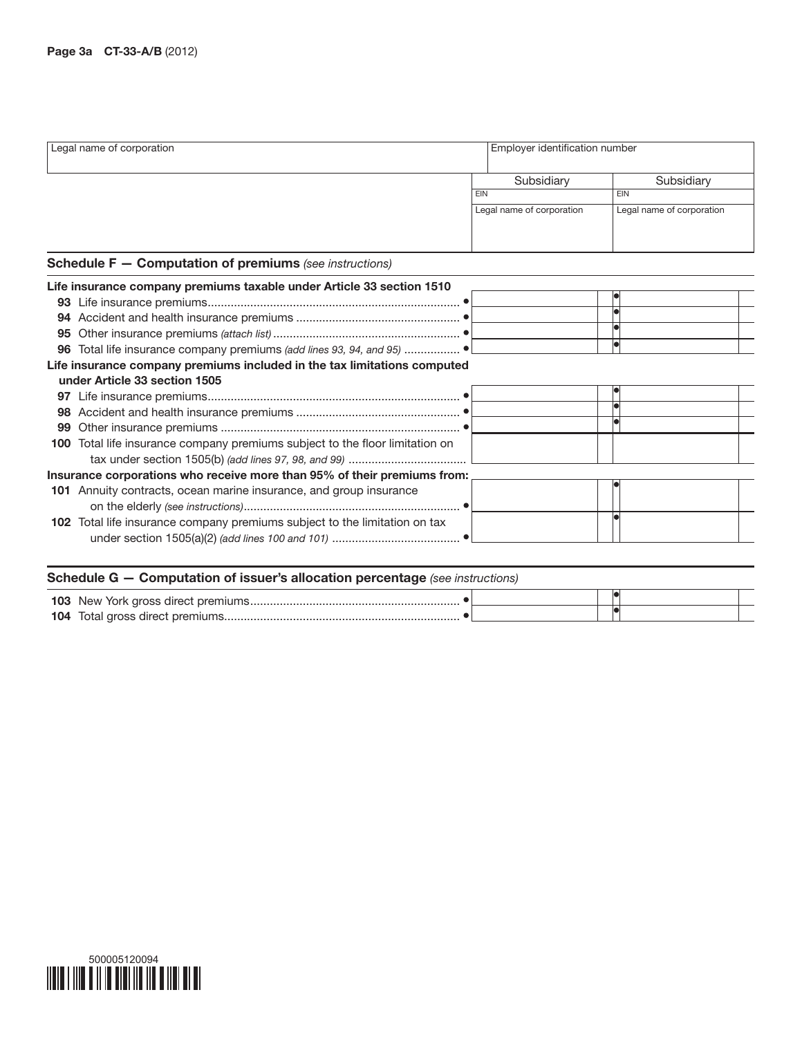| Legal name of corporation | Employer identification number |
|---|---|

| | Subsidiary | Subsidiary |
|---|---|---|
| | EIN | EIN |
| | Legal name of corporation | Legal name of corporation |

## Schedule F — Computation of premiums *(see instructions)*

| | Subsidiary | Subsidiary |
|---|---|---|
| **Life insurance company premiums taxable under Article 33 section 1510** | | |
| **93** Life insurance premiums ● | | ● |
| **94** Accident and health insurance premiums ● | | ● |
| **95** Other insurance premiums *(attach list)* ● | | ● |
| **96** Total life insurance company premiums *(add lines 93, 94, and 95)* ● | | ● |
| **Life insurance company premiums included in the tax limitations computed under Article 33 section 1505** | | |
| **97** Life insurance premiums ● | | ● |
| **98** Accident and health insurance premiums ● | | ● |
| **99** Other insurance premiums ● | | ● |
| **100** Total life insurance company premiums subject to the floor limitation on tax under section 1505(b) *(add lines 97, 98, and 99)* | | |
| **Insurance corporations who receive more than 95% of their premiums from:** | | |
| **101** Annuity contracts, ocean marine insurance, and group insurance on the elderly *(see instructions)* ● | | ● |
| **102** Total life insurance company premiums subject to the limitation on tax under section 1505(a)(2) *(add lines 100 and 101)* ● | | ● |

## Schedule G — Computation of issuer's allocation percentage *(see instructions)*

| | Subsidiary | Subsidiary |
|---|---|---|
| **103** New York gross direct premiums ● | | ● |
| **104** Total gross direct premiums ● | | ● |

500005120094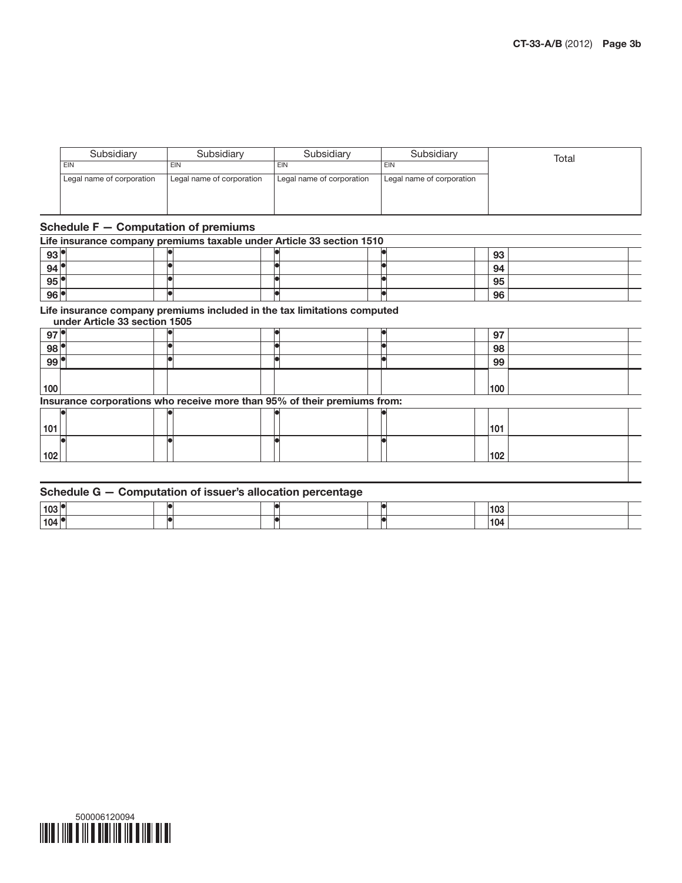| Subsidiary | Subsidiary | Subsidiary | Subsidiary | Total |
|---|---|---|---|---|
| EIN | EIN | EIN | EIN | |
| Legal name of corporation | Legal name of corporation | Legal name of corporation | Legal name of corporation | |

## Schedule F — Computation of premiums

**Life insurance company premiums taxable under Article 33 section 1510**

| | | | | | | |
|---|---|---|---|---|---|---|
| 93 | | | | | 93 | |
| 94 | | | | | 94 | |
| 95 | | | | | 95 | |
| 96 | | | | | 96 | |

**Life insurance company premiums included in the tax limitations computed under Article 33 section 1505**

| | | | | | | |
|---|---|---|---|---|---|---|
| 97 | | | | | 97 | |
| 98 | | | | | 98 | |
| 99 | | | | | 99 | |
| 100 | | | | | 100 | |

**Insurance corporations who receive more than 95% of their premiums from:**

| | | | | | | |
|---|---|---|---|---|---|---|
| 101 | | | | | 101 | |
| 102 | | | | | 102 | |

## Schedule G — Computation of issuer's allocation percentage

| | | | | | | |
|---|---|---|---|---|---|---|
| 103 | | | | | 103 | |
| 104 | | | | | 104 | |

500006120094